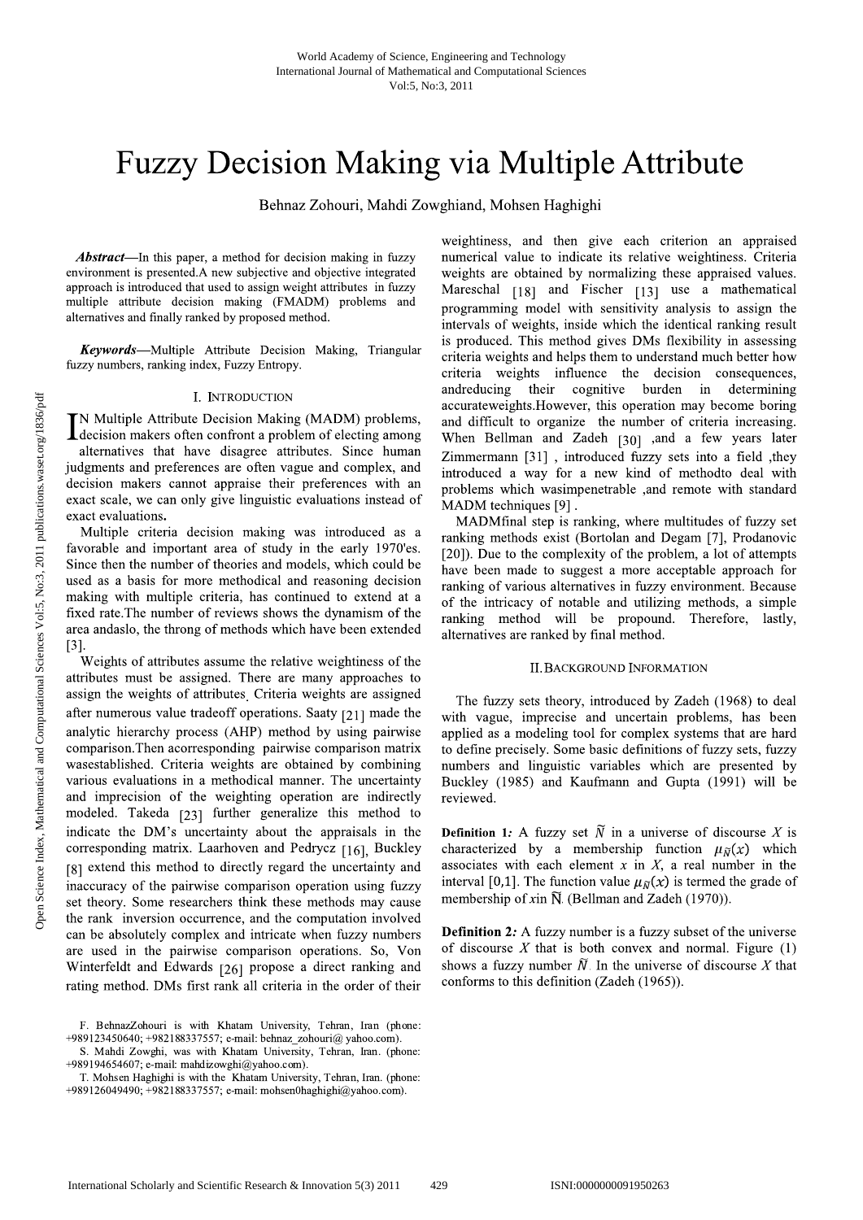# Fuzzy Decision Making via Multiple Attribute

Behnaz Zohouri, Mahdi Zowghiand, Mohsen Haghighi

***Abstract*****—**In this paper, a method for decision making in fuzzy environment is presented.A new subjective and objective integrated approach is introduced that used to assign weight attributes in fuzzy multiple attribute decision making (FMADM) problems and alternatives and finally ranked by proposed method.

***Keywords*****—**Multiple Attribute Decision Making, Triangular fuzzy numbers, ranking index, Fuzzy Entropy.

## I. Introduction

IN Multiple Attribute Decision Making (MADM) problems, decision makers often confront a problem of electing among alternatives that have disagree attributes. Since human judgments and preferences are often vague and complex, and decision makers cannot appraise their preferences with an exact scale, we can only give linguistic evaluations instead of exact evaluations**.**

Multiple criteria decision making was introduced as a favorable and important area of study in the early 1970'es. Since then the number of theories and models, which could be used as a basis for more methodical and reasoning decision making with multiple criteria, has continued to extend at a fixed rate.The number of reviews shows the dynamism of the area andaslo, the throng of methods which have been extended [3].

Weights of attributes assume the relative weightiness of the attributes must be assigned. There are many approaches to assign the weights of attributes. Criteria weights are assigned after numerous value tradeoff operations. Saaty [21] made the analytic hierarchy process (AHP) method by using pairwise comparison.Then acorresponding pairwise comparison matrix wasestablished. Criteria weights are obtained by combining various evaluations in a methodical manner. The uncertainty and imprecision of the weighting operation are indirectly modeled. Takeda [23] further generalize this method to indicate the DM's uncertainty about the appraisals in the corresponding matrix. Laarhoven and Pedrycz [16], Buckley [8] extend this method to directly regard the uncertainty and inaccuracy of the pairwise comparison operation using fuzzy set theory. Some researchers think these methods may cause the rank inversion occurrence, and the computation involved can be absolutely complex and intricate when fuzzy numbers are used in the pairwise comparison operations. So, Von Winterfeldt and Edwards [26] propose a direct ranking and rating method. DMs first rank all criteria in the order of their weightiness, and then give each criterion an appraised numerical value to indicate its relative weightiness. Criteria weights are obtained by normalizing these appraised values. Mareschal [18] and Fischer [13] use a mathematical programming model with sensitivity analysis to assign the intervals of weights, inside which the identical ranking result is produced. This method gives DMs flexibility in assessing criteria weights and helps them to understand much better how criteria weights influence the decision consequences, andreducing their cognitive burden in determining accurateweights.However, this operation may become boring and difficult to organize the number of criteria increasing. When Bellman and Zadeh [30] ,and a few years later Zimmermann [31] , introduced fuzzy sets into a field ,they introduced a way for a new kind of methodto deal with problems which wasimpenetrable ,and remote with standard MADM techniques [9] .

MADMfinal step is ranking, where multitudes of fuzzy set ranking methods exist (Bortolan and Degam [7], Prodanovic [20]). Due to the complexity of the problem, a lot of attempts have been made to suggest a more acceptable approach for ranking of various alternatives in fuzzy environment. Because of the intricacy of notable and utilizing methods, a simple ranking method will be propound. Therefore, lastly, alternatives are ranked by final method.

## II. Background Information

The fuzzy sets theory, introduced by Zadeh (1968) to deal with vague, imprecise and uncertain problems, has been applied as a modeling tool for complex systems that are hard to define precisely. Some basic definitions of fuzzy sets, fuzzy numbers and linguistic variables which are presented by Buckley (1985) and Kaufmann and Gupta (1991) will be reviewed.

**Definition 1*****:*** A fuzzy set $\tilde{N}$ in a universe of discourse $X$ is characterized by a membership function $\mu_{\tilde{N}}(x)$ which associates with each element $x$ in $X$, a real number in the interval $[0,1]$. The function value $\mu_{\tilde{N}}(x)$ is termed the grade of membership of $x$in $\tilde{N}$. (Bellman and Zadeh (1970)).

**Definition 2*****:*** A fuzzy number is a fuzzy subset of the universe of discourse $X$ that is both convex and normal. Figure (1) shows a fuzzy number $\tilde{N}$. In the universe of discourse $X$ that conforms to this definition (Zadeh (1965)).

F. BehnazZohouri is with Khatam University, Tehran, Iran (phone: +989123450640; +982188337557; e-mail: behnaz_zohouri@ yahoo.com).

S. Mahdi Zowghi, was with Khatam University, Tehran, Iran. (phone: +989194654607; e-mail: mahdizowghi@yahoo.com).

T. Mohsen Haghighi is with the Khatam University, Tehran, Iran. (phone: +989126049490; +982188337557; e-mail: mohsen0haghighi@yahoo.com).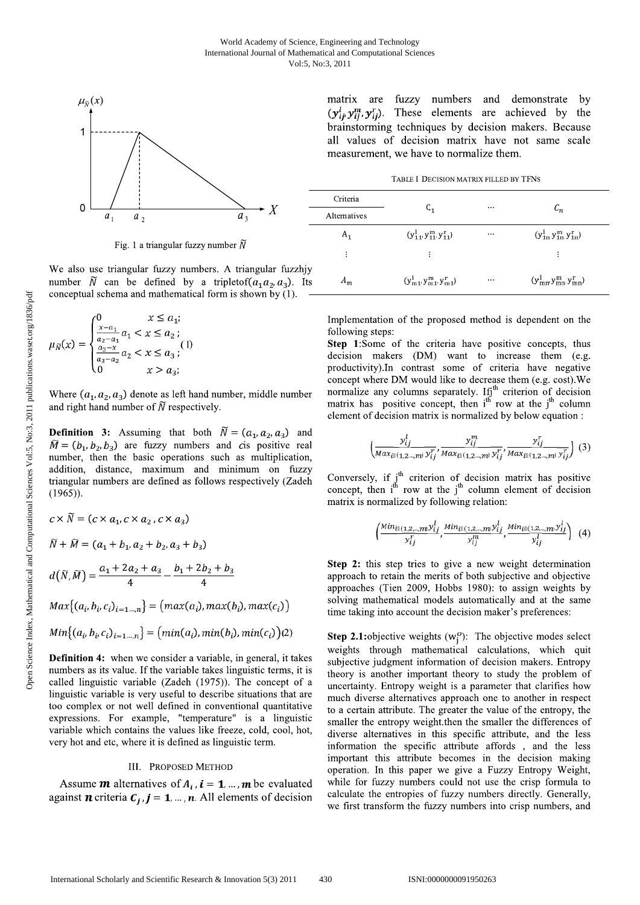Fig. 1 a triangular fuzzy number $\tilde{N}$

We also use triangular fuzzy numbers. A triangular fuzzhjy number $\tilde{N}$ can be defined by a tripletof$(a_1 a_2, a_3)$. Its conceptual schema and mathematical form is shown by (1).

$$\mu_{\tilde{N}}(x) = \begin{cases} 0 & x \leq a_1; \\ \frac{x-a_1}{a_2-a_1} & a_1 < x \leq a_2; \\ \frac{a_3-x}{a_3-a_2} & a_2 < x \leq a_3; \\ 0 & x > a_3; \end{cases} \quad (1)$$

Where $(a_1, a_2, a_3)$ denote as left hand number, middle number and right hand number of $\tilde{N}$ respectively.

**Definition 3:** Assuming that both $\tilde{N} = (a_1, a_2, a_3)$ and $\tilde{M} = (b_1, b_2, b_3)$ are fuzzy numbers and $c$is positive real number, then the basic operations such as multiplication, addition, distance, maximum and minimum on fuzzy triangular numbers are defined as follows respectively (Zadeh (1965)).

$$c \times \tilde{N} = (c \times a_1, c \times a_2, c \times a_3)$$

$$\tilde{N} + \tilde{M} = (a_1 + b_1, a_2 + b_2, a_3 + b_3)$$

$$d(\tilde{N}, \tilde{M}) = \frac{a_1 + 2a_2 + a_3}{4} - \frac{b_1 + 2b_2 + b_3}{4}$$

$$Max\{(a_i, b_i, c_i)_{i=1\ldots,n}\} = (max(a_i), max(b_i), max(c_i))$$

$$Min\{(a_i, b_i, c_i)_{i=1\ldots,n}\} = (min(a_i), min(b_i), min(c_i)) \quad (2)$$

**Definition 4:** when we consider a variable, in general, it takes numbers as its value. If the variable takes linguistic terms, it is called linguistic variable (Zadeh (1975)). The concept of a linguistic variable is very useful to describe situations that are too complex or not well defined in conventional quantitative expressions. For example, "temperature" is a linguistic variable which contains the values like freeze, cold, cool, hot, very hot and etc, where it is defined as linguistic term.

## III. Proposed Method

Assume $\boldsymbol{m}$ alternatives of $\boldsymbol{A_i}$, $\boldsymbol{i} = \boldsymbol{1}, \ldots, \boldsymbol{m}$ be evaluated against $\boldsymbol{n}$ criteria $\boldsymbol{C_j}$, $\boldsymbol{j} = \boldsymbol{1}, \ldots, \boldsymbol{n}$. All elements of decision matrix are fuzzy numbers and demonstrate by $(y_{ij}^l, y_{ij}^m, y_{ij}^r)$. These elements are achieved by the brainstorming techniques by decision makers. Because all values of decision matrix have not same scale measurement, we have to normalize them.

TABLE I Decision matrix filled by TFNs

| Criteria / Alternatives | $C_1$ | … | $C_n$ |
|---|---|---|---|
| $A_1$ | $(y_{11}^l, y_{11}^m, y_{11}^r)$ | … | $(y_{1n}^l, y_{1n}^m, y_{1n}^r)$ |
| ⋮ | ⋮ | | ⋮ |
| $A_m$ | $(y_{m1}^l, y_{m1}^m, y_{m1}^r)$ | … | $(y_{mn}^l, y_{mn}^m, y_{mn}^r)$ |

Implementation of the proposed method is dependent on the following steps:

**Step 1**:Some of the criteria have positive concepts, thus decision makers (DM) want to increase them (e.g. productivity).In contrast some of criteria have negative concept where DM would like to decrease them (e.g. cost).We normalize any columns separately. Ifj$^{th}$ criterion of decision matrix has positive concept, then i$^{th}$ row at the j$^{th}$ column element of decision matrix is normalized by below equation :

$$\left(\frac{y_{ij}^l}{Max_{i\in(1,2\ldots,m)}\, y_{ij}^r}, \frac{y_{ij}^m}{Max_{i\in(1,2\ldots,m)}\, y_{ij}^r}, \frac{y_{ij}^r}{Max_{i\in(1,2\ldots,m)}\, y_{ij}^r}\right) \quad (3)$$

Conversely, if j$^{th}$ criterion of decision matrix has positive concept, then i$^{th}$ row at the j$^{th}$ column element of decision matrix is normalized by following relation:

$$\left(\frac{Min_{i\in(1,2,\ldots,m)}\, y_{ij}^l}{y_{ij}^r}, \frac{Min_{i\in(1,2,\ldots,m)}\, y_{ij}^l}{y_{ij}^m}, \frac{Min_{i\in(1,2,\ldots,m)}\, y_{ij}^l}{y_{ij}^l}\right) \quad (4)$$

**Step 2:** this step tries to give a new weight determination approach to retain the merits of both subjective and objective approaches (Tien 2009, Hobbs 1980): to assign weights by solving mathematical models automatically and at the same time taking into account the decision maker's preferences:

**Step 2.1**:objective weights ($w_j^o$): The objective modes select weights through mathematical calculations, which quit subjective judgment information of decision makers. Entropy theory is another important theory to study the problem of uncertainty. Entropy weight is a parameter that clarifies how much diverse alternatives approach one to another in respect to a certain attribute. The greater the value of the entropy, the smaller the entropy weight.then the smaller the differences of diverse alternatives in this specific attribute, and the less information the specific attribute affords , and the less important this attribute becomes in the decision making operation. In this paper we give a Fuzzy Entropy Weight, while for fuzzy numbers could not use the crisp formula to calculate the entropies of fuzzy numbers directly. Generally, we first transform the fuzzy numbers into crisp numbers, and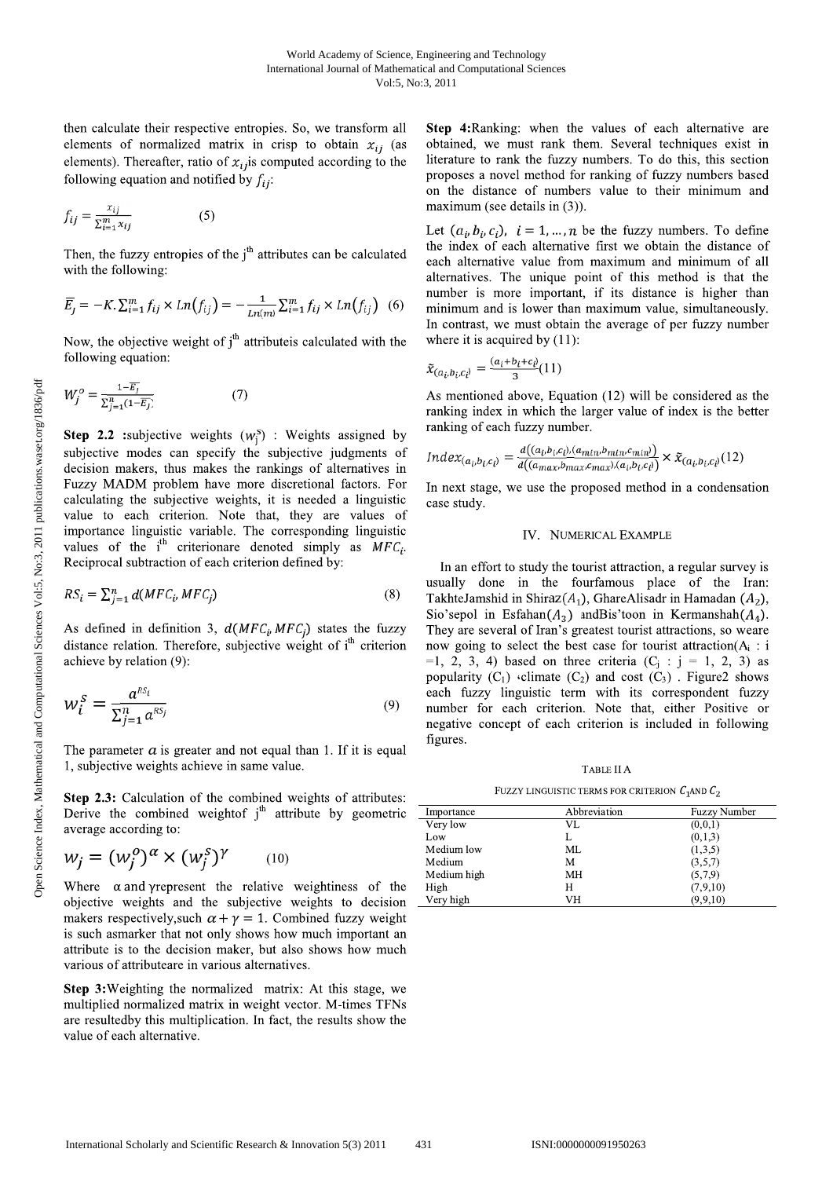then calculate their respective entropies. So, we transform all elements of normalized matrix in crisp to obtain $x_{ij}$ (as elements). Thereafter, ratio of $x_{ij}$is computed according to the following equation and notified by $f_{ij}$:

$$f_{ij} = \frac{x_{ij}}{\sum_{i=1}^{m} x_{ij}} \qquad (5)$$

Then, the fuzzy entropies of the j[th] attributes can be calculated with the following:

$$\bar{E_j} = -K.\sum_{i=1}^{m} f_{ij} \times Ln(f_{ij}) = -\frac{1}{Ln(m)}\sum_{i=1}^{m} f_{ij} \times Ln(f_{ij}) \quad (6)$$

Now, the objective weight of j[th] attributeis calculated with the following equation:

$$W_j^o = \frac{1-\bar{E_j}}{\sum_{j=1}^{n}(1-\bar{E_j})} \qquad (7)$$

**Step 2.2** :subjective weights ($w_j^s$) : Weights assigned by subjective modes can specify the subjective judgments of decision makers, thus makes the rankings of alternatives in Fuzzy MADM problem have more discretional factors. For calculating the subjective weights, it is needed a linguistic value to each criterion. Note that, they are values of importance linguistic variable. The corresponding linguistic values of the i[th] criterionare denoted simply as $MFC_i$. Reciprocal subtraction of each criterion defined by:

$$RS_i = \sum_{j=1}^{n} d(MFC_i, MFC_j) \qquad (8)$$

As defined in definition 3, $d(MFC_i, MFC_j)$ states the fuzzy distance relation. Therefore, subjective weight of i[th] criterion achieve by relation (9):

$$w_i^S = \frac{a^{RS_i}}{\sum_{j=1}^{n} a^{RS_j}} \qquad (9)$$

The parameter $a$ is greater and not equal than 1. If it is equal 1, subjective weights achieve in same value.

**Step 2.3:** Calculation of the combined weights of attributes: Derive the combined weightof j[th] attribute by geometric average according to:

$$w_j = (w_j^o)^\alpha \times (w_j^s)^\gamma \qquad (10)$$

Where $\alpha$ and $\gamma$represent the relative weightiness of the objective weights and the subjective weights to decision makers respectively,such $\alpha + \gamma = 1$. Combined fuzzy weight is such asmarker that not only shows how much important an attribute is to the decision maker, but also shows how much various of attributeare in various alternatives.

**Step 3:**Weighting the normalized matrix: At this stage, we multiplied normalized matrix in weight vector. M-times TFNs are resultedby this multiplication. In fact, the results show the value of each alternative.

**Step 4:**Ranking: when the values of each alternative are obtained, we must rank them. Several techniques exist in literature to rank the fuzzy numbers. To do this, this section proposes a novel method for ranking of fuzzy numbers based on the distance of numbers value to their minimum and maximum (see details in (3)).

Let $(a_i, b_i, c_i)$, $i = 1, \dots, n$ be the fuzzy numbers. To define the index of each alternative first we obtain the distance of each alternative value from maximum and minimum of all alternatives. The unique point of this method is that the number is more important, if its distance is higher than minimum and is lower than maximum value, simultaneously. In contrast, we must obtain the average of per fuzzy number where it is acquired by (11):

$$\tilde{x}_{(a_i,b_i,c_i)} = \frac{(a_i+b_i+c_i)}{3} (11)$$

As mentioned above, Equation (12) will be considered as the ranking index in which the larger value of index is the better ranking of each fuzzy number.

$$Index_{(a_i,b_i,c_i)} = \frac{d((a_i,b_i,c_i),(a_{min},b_{min},c_{min}))}{d((a_{max},b_{max},c_{max}),(a_i,b_i,c_i))} \times \tilde{x}_{(a_i,b_i,c_i)} (12)$$

In next stage, we use the proposed method in a condensation case study.

## IV. Numerical Example

In an effort to study the tourist attraction, a regular survey is usually done in the fourfamous place of the Iran: TakhteJamshid in Shiraz($A_1$), GhareAlisadr in Hamadan ($A_2$), Sio'sepol in Esfahan($A_3$) andBis'toon in Kermanshah($A_4$). They are several of Iran's greatest tourist attractions, so weare now going to select the best case for tourist attraction($A_i$ : i =1, 2, 3, 4) based on three criteria ($C_j$ : j = 1, 2, 3) as popularity ($C_1$) ،climate ($C_2$) and cost ($C_3$) . Figure2 shows each fuzzy linguistic term with its correspondent fuzzy number for each criterion. Note that, either Positive or negative concept of each criterion is included in following figures.

TABLE II A

FUZZY LINGUISTIC TERMS FOR CRITERION $C_1$AND $C_2$

| Importance | Abbreviation | Fuzzy Number |
|---|---|---|
| Very low | VL | (0,0,1) |
| Low | L | (0,1,3) |
| Medium low | ML | (1,3,5) |
| Medium | M | (3,5,7) |
| Medium high | MH | (5,7,9) |
| High | H | (7,9,10) |
| Very high | VH | (9,9,10) |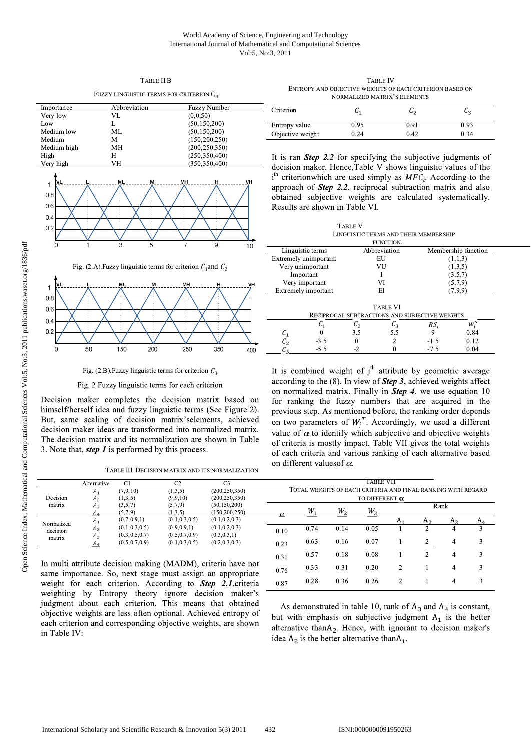TABLE II B

FUZZY LINGUISTIC TERMS FOR CRITERION $C_3$

| Importance | Abbreviation | Fuzzy Number |
|---|---|---|
| Very low | VL | (0,0,50) |
| Low | L | (50,150,200) |
| Medium low | ML | (50,150,200) |
| Medium | M | (150,200,250) |
| Medium high | MH | (200,250,350) |
| High | H | (250,350,400) |
| Very high | VH | (350,350,400) |

Fig. (2.A).Fuzzy linguistic terms for criterion $C_1$and $C_2$

Fig. (2.B).Fuzzy linguistic terms for criterion $C_3$

Fig. 2 Fuzzy linguistic terms for each criterion

Decision maker completes the decision matrix based on himself/herself idea and fuzzy linguistic terms (See Figure 2). But, same scaling of decision matrix'selements, achieved decision maker ideas are transformed into normalized matrix. The decision matrix and its normalization are shown in Table 3. Note that, ***step 1*** is performed by this process.

TABLE III DECISION MATRIX AND ITS NORMALIZATION

| | Alternative | C1 | C2 | C3 |
|---|---|---|---|---|
| Decision matrix | $A_1$ | (7,9,10) | (1,3,5) | (200,250,350) |
| | $A_2$ | (1,3,5) | (9,9,10) | (200,250,350) |
| | $A_3$ | (3,5,7) | (5,7,9) | (50,150,200) |
| | $A_4$ | (5,7,9) | (1,3,5) | (150,200,250) |
| Normalized decision matrix | $A_1$ | (0.7,0.9,1) | (0.1,0.3,0.5) | (0.1,0.2,0.3) |
| | $A_2$ | (0.1,0.3,0.5) | (0.9,0.9,1) | (0.1,0.2,0.3) |
| | $A_3$ | (0.3,0.5,0.7) | (0.5,0.7,0.9) | (0.3,0.3,1) |
| | $A_4$ | (0.5,0.7,0.9) | (0.1,0.3,0.5) | (0.2,0.3,0.5) |

In multi attribute decision making (MADM), criteria have not same importance. So, next stage must assign an appropriate weight for each criterion. According to ***Step 2.1***,criteria weighting by Entropy theory ignore decision maker's judgment about each criterion. This means that obtained objective weights are less often optional. Achieved entropy of each criterion and corresponding objective weights, are shown in Table IV:

TABLE IV

ENTROPY AND OBJECTIVE WEIGHTS OF EACH CRITERION BASED ON NORMALIZED MATRIX'S ELEMENTS

| Criterion | $C_1$ | $C_2$ | $C_3$ |
|---|---|---|---|
| Entropy value | 0.95 | 0.91 | 0.93 |
| Objective weight | 0.24 | 0.42 | 0.34 |

It is ran ***Step 2.2*** for specifying the subjective judgments of decision maker. Hence,Table V shows linguistic values of the i[th] criterionwhich are used simply as $MFC_i$. According to the approach of ***Step 2.2***, reciprocal subtraction matrix and also obtained subjective weights are calculated systematically. Results are shown in Table VI.

TABLE V

LINGUISTIC TERMS AND THEIR MEMBERSHIP FUNCTION.

| Linguistic terms | Abbreviation | Membership function |
|---|---|---|
| Extremely unimportant | EU | (1,1,3) |
| Very unimportant | VU | (1,3,5) |
| Important | I | (3,5,7) |
| Very important | VI | (5,7,9) |
| Extremely important | EI | (7,9,9) |

TABLE VI

RECIPROCAL SUBTRACTIONS AND SUBJECTIVE WEIGHTS

| | $C_1$ | $C_2$ | $C_3$ | $RS_i$ | $w_j^s$ |
|---|---|---|---|---|---|
| $C_1$ | 0 | 3.5 | 5.5 | 9 | 0.84 |
| $C_2$ | -3.5 | 0 | 2 | -1.5 | 0.12 |
| $C_3$ | -5.5 | -2 | 0 | -7.5 | 0.04 |

It is combined weight of j[th] attribute by geometric average according to the (8). In view of ***Step 3***, achieved weights affect on normalized matrix. Finally in ***Step 4***, we use equation 10 for ranking the fuzzy numbers that are acquired in the previous step. As mentioned before, the ranking order depends on two parameters of $W_j^T$. Accordingly, we used a different value of $\alpha$ to identify which subjective and objective weights of criteria is mostly impact. Table VII gives the total weights of each criteria and various ranking of each alternative based on different valuesof $\alpha$.

TABLE VII

TOTAL WEIGHTS OF EACH CRITERIA AND FINAL RANKING WITH REGARD TO DIFFERENT $\alpha$

| $\alpha$ | $W_1$ | $W_2$ | $W_3$ | Rank $A_1$ | $A_2$ | $A_3$ | $A_4$ |
|---|---|---|---|---|---|---|---|
| 0.10 | 0.74 | 0.14 | 0.05 | 1 | 2 | 4 | 3 |
| 0.23 | 0.63 | 0.16 | 0.07 | 1 | 2 | 4 | 3 |
| 0.31 | 0.57 | 0.18 | 0.08 | 1 | 2 | 4 | 3 |
| 0.76 | 0.33 | 0.31 | 0.20 | 2 | 1 | 4 | 3 |
| 0.87 | 0.28 | 0.36 | 0.26 | 2 | 1 | 4 | 3 |

As demonstrated in table 10, rank of $A_3$ and $A_4$ is constant, but with emphasis on subjective judgment $A_1$ is the better alternative than$A_2$. Hence, with ignorant to decision maker's idea $A_2$ is the better alternative than$A_1$.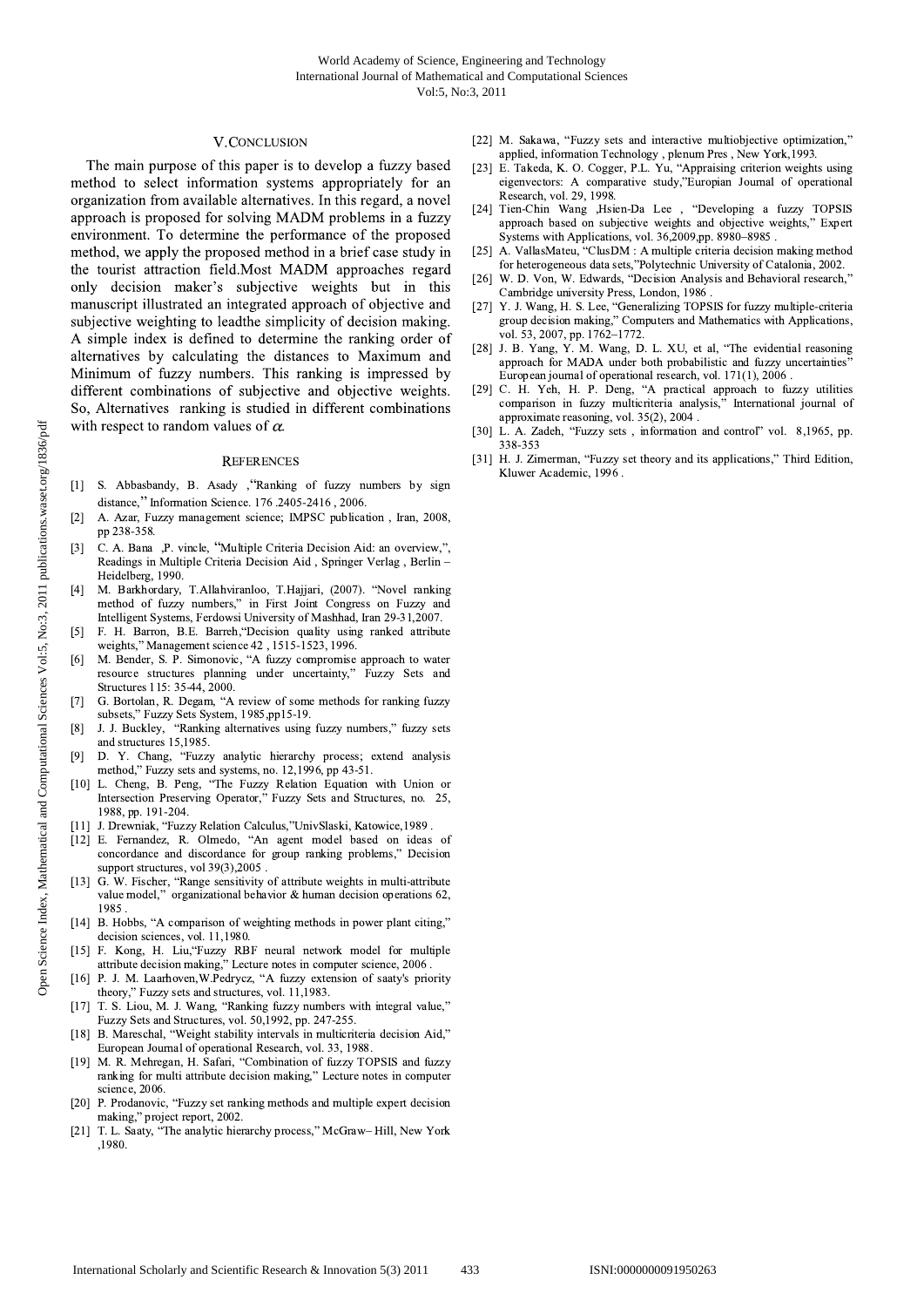## V. CONCLUSION

The main purpose of this paper is to develop a fuzzy based method to select information systems appropriately for an organization from available alternatives. In this regard, a novel approach is proposed for solving MADM problems in a fuzzy environment. To determine the performance of the proposed method, we apply the proposed method in a brief case study in the tourist attraction field.Most MADM approaches regard only decision maker's subjective weights but in this manuscript illustrated an integrated approach of objective and subjective weighting to leadthe simplicity of decision making. A simple index is defined to determine the ranking order of alternatives by calculating the distances to Maximum and Minimum of fuzzy numbers. This ranking is impressed by different combinations of subjective and objective weights. So, Alternatives ranking is studied in different combinations with respect to random values of $\alpha$.

## REFERENCES

[1] S. Abbasbandy, B. Asady ,"Ranking of fuzzy numbers by sign distance," Information Science. 176 .2405-2416 , 2006.

[2] A. Azar, Fuzzy management science; IMPSC publication , Iran, 2008, pp 238-358.

[3] C. A. Bana ,P. vincle, "Multiple Criteria Decision Aid: an overview,", Readings in Multiple Criteria Decision Aid , Springer Verlag , Berlin – Heidelberg, 1990.

[4] M. Barkhordary, T.Allahviranloo, T.Hajjari, (2007). "Novel ranking method of fuzzy numbers," in First Joint Congress on Fuzzy and Intelligent Systems, Ferdowsi University of Mashhad, Iran 29-31,2007.

[5] F. H. Barron, B.E. Barreh,"Decision quality using ranked attribute weights," Management science 42 , 1515-1523, 1996.

[6] M. Bender, S. P. Simonovic, "A fuzzy compromise approach to water resource structures planning under uncertainty," Fuzzy Sets and Structures 115: 35-44, 2000.

[7] G. Bortolan, R. Degam, "A review of some methods for ranking fuzzy subsets," Fuzzy Sets System, 1985,pp15-19.

[8] J. J. Buckley, "Ranking alternatives using fuzzy numbers," fuzzy sets and structures 15,1985.

[9] D. Y. Chang, "Fuzzy analytic hierarchy process; extend analysis method," Fuzzy sets and systems, no. 12,1996, pp 43-51.

[10] L. Cheng, B. Peng, "The Fuzzy Relation Equation with Union or Intersection Preserving Operator," Fuzzy Sets and Structures, no. 25, 1988, pp. 191-204.

[11] J. Drewniak, "Fuzzy Relation Calculus,"UnivSlaski, Katowice,1989 .

[12] E. Fernandez, R. Olmedo, "An agent model based on ideas of concordance and discordance for group ranking problems," Decision support structures, vol 39(3),2005 .

[13] G. W. Fischer, "Range sensitivity of attribute weights in multi-attribute value model," organizational behavior & human decision operations 62, 1985 .

[14] B. Hobbs, "A comparison of weighting methods in power plant citing," decision sciences, vol. 11,1980.

[15] F. Kong, H. Liu,"Fuzzy RBF neural network model for multiple attribute decision making," Lecture notes in computer science, 2006 .

[16] P. J. M. Laarhoven,W.Pedrycz, "A fuzzy extension of saaty's priority theory," Fuzzy sets and structures, vol. 11,1983.

[17] T. S. Liou, M. J. Wang, "Ranking fuzzy numbers with integral value," Fuzzy Sets and Structures, vol. 50,1992, pp. 247-255.

[18] B. Mareschal, "Weight stability intervals in multicriteria decision Aid," European Journal of operational Research, vol. 33, 1988.

[19] M. R. Mehregan, H. Safari, "Combination of fuzzy TOPSIS and fuzzy ranking for multi attribute decision making," Lecture notes in computer science, 2006.

[20] P. Prodanovic, "Fuzzy set ranking methods and multiple expert decision making," project report, 2002.

[21] T. L. Saaty, "The analytic hierarchy process," McGraw– Hill, New York ,1980.

[22] M. Sakawa, "Fuzzy sets and interactive multiobjective optimization," applied, information Technology , plenum Pres , New York,1993.

[23] E. Takeda, K. O. Cogger, P.L. Yu, "Appraising criterion weights using eigenvectors: A comparative study,"Europian Journal of operational Research, vol. 29, 1998.

[24] Tien-Chin Wang ,Hsien-Da Lee , "Developing a fuzzy TOPSIS approach based on subjective weights and objective weights," Expert Systems with Applications, vol. 36,2009,pp. 8980–8985 .

[25] A. VallasMateu, "ClusDM : A multiple criteria decision making method for heterogeneous data sets,"Polytechnic University of Catalonia, 2002.

[26] W. D. Von, W. Edwards, "Decision Analysis and Behavioral research," Cambridge university Press, London, 1986 .

[27] Y. J. Wang, H. S. Lee, "Generalizing TOPSIS for fuzzy multiple-criteria group decision making," Computers and Mathematics with Applications, vol. 53, 2007, pp. 1762–1772.

[28] J. B. Yang, Y. M. Wang, D. L. XU, et al, "The evidential reasoning approach for MADA under both probabilistic and fuzzy uncertainties" European journal of operational research, vol. 171(1), 2006 .

[29] C. H. Yeh, H. P. Deng, "A practical approach to fuzzy utilities comparison in fuzzy multicriteria analysis," International journal of approximate reasoning, vol. 35(2), 2004 .

[30] L. A. Zadeh, "Fuzzy sets , information and control" vol. 8,1965, pp. 338-353

[31] H. J. Zimerman, "Fuzzy set theory and its applications," Third Edition, Kluwer Academic, 1996 .